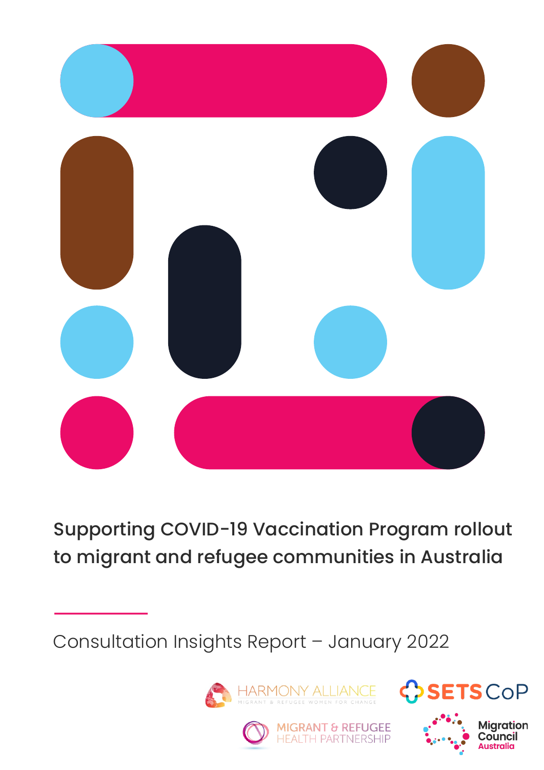# Supporting COVID-19 Vaccination Program rollout to migrant and refugee communities in Australia

Consultation Insights Report – January 2022

HARMONY ALLIANCE
MIGRANT & REFUGEE WOMEN FOR CHANGE

SETS CoP

MIGRANT & REFUGEE HEALTH PARTNERSHIP

Migration Council Australia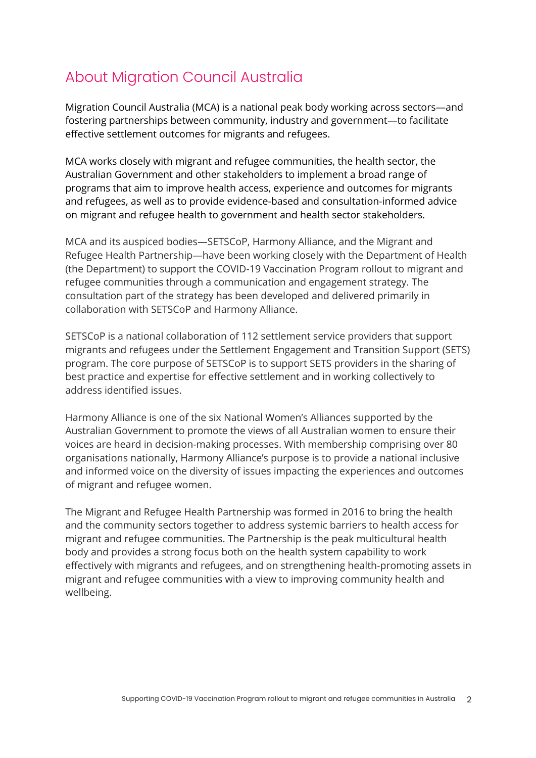## About Migration Council Australia

Migration Council Australia (MCA) is a national peak body working across sectors—and fostering partnerships between community, industry and government—to facilitate effective settlement outcomes for migrants and refugees.

MCA works closely with migrant and refugee communities, the health sector, the Australian Government and other stakeholders to implement a broad range of programs that aim to improve health access, experience and outcomes for migrants and refugees, as well as to provide evidence-based and consultation-informed advice on migrant and refugee health to government and health sector stakeholders.

MCA and its auspiced bodies—SETSCoP, Harmony Alliance, and the Migrant and Refugee Health Partnership—have been working closely with the Department of Health (the Department) to support the COVID-19 Vaccination Program rollout to migrant and refugee communities through a communication and engagement strategy. The consultation part of the strategy has been developed and delivered primarily in collaboration with SETSCoP and Harmony Alliance.

SETSCoP is a national collaboration of 112 settlement service providers that support migrants and refugees under the Settlement Engagement and Transition Support (SETS) program. The core purpose of SETSCoP is to support SETS providers in the sharing of best practice and expertise for effective settlement and in working collectively to address identified issues.

Harmony Alliance is one of the six National Women's Alliances supported by the Australian Government to promote the views of all Australian women to ensure their voices are heard in decision-making processes. With membership comprising over 80 organisations nationally, Harmony Alliance's purpose is to provide a national inclusive and informed voice on the diversity of issues impacting the experiences and outcomes of migrant and refugee women.

The Migrant and Refugee Health Partnership was formed in 2016 to bring the health and the community sectors together to address systemic barriers to health access for migrant and refugee communities. The Partnership is the peak multicultural health body and provides a strong focus both on the health system capability to work effectively with migrants and refugees, and on strengthening health-promoting assets in migrant and refugee communities with a view to improving community health and wellbeing.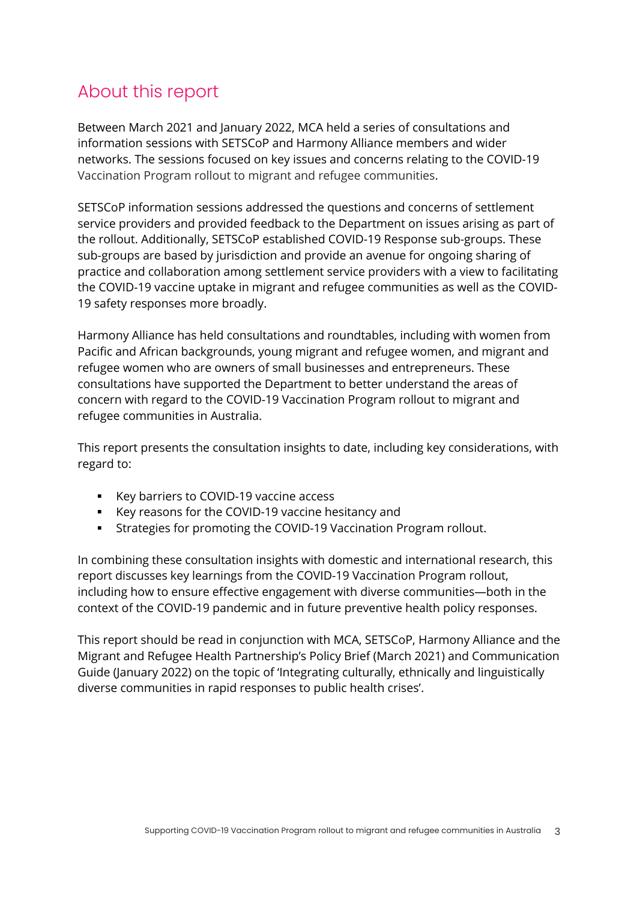# About this report

Between March 2021 and January 2022, MCA held a series of consultations and information sessions with SETSCoP and Harmony Alliance members and wider networks. The sessions focused on key issues and concerns relating to the COVID-19 Vaccination Program rollout to migrant and refugee communities.

SETSCoP information sessions addressed the questions and concerns of settlement service providers and provided feedback to the Department on issues arising as part of the rollout. Additionally, SETSCoP established COVID-19 Response sub-groups. These sub-groups are based by jurisdiction and provide an avenue for ongoing sharing of practice and collaboration among settlement service providers with a view to facilitating the COVID-19 vaccine uptake in migrant and refugee communities as well as the COVID-19 safety responses more broadly.

Harmony Alliance has held consultations and roundtables, including with women from Pacific and African backgrounds, young migrant and refugee women, and migrant and refugee women who are owners of small businesses and entrepreneurs. These consultations have supported the Department to better understand the areas of concern with regard to the COVID-19 Vaccination Program rollout to migrant and refugee communities in Australia.

This report presents the consultation insights to date, including key considerations, with regard to:

- Key barriers to COVID-19 vaccine access
- Key reasons for the COVID-19 vaccine hesitancy and
- Strategies for promoting the COVID-19 Vaccination Program rollout.

In combining these consultation insights with domestic and international research, this report discusses key learnings from the COVID-19 Vaccination Program rollout, including how to ensure effective engagement with diverse communities—both in the context of the COVID-19 pandemic and in future preventive health policy responses.

This report should be read in conjunction with MCA, SETSCoP, Harmony Alliance and the Migrant and Refugee Health Partnership's Policy Brief (March 2021) and Communication Guide (January 2022) on the topic of 'Integrating culturally, ethnically and linguistically diverse communities in rapid responses to public health crises'.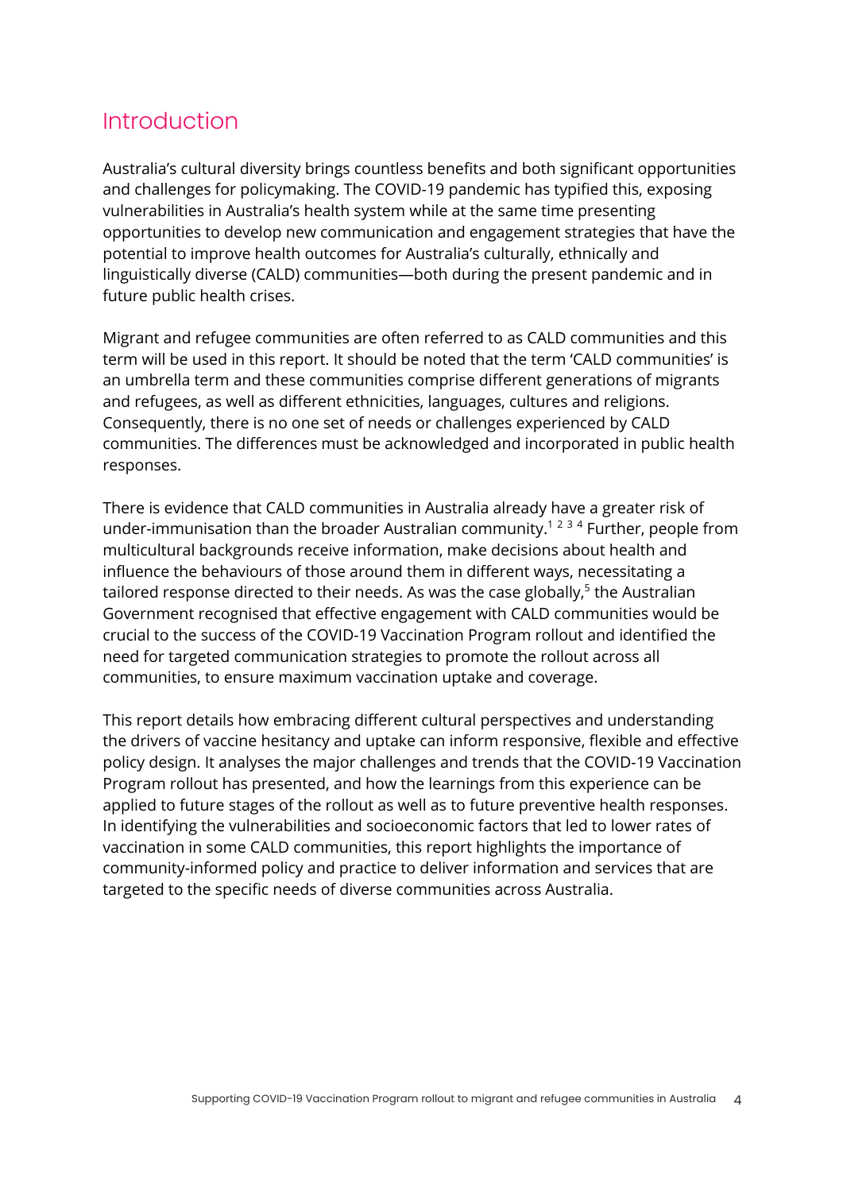## Introduction

Australia's cultural diversity brings countless benefits and both significant opportunities and challenges for policymaking. The COVID-19 pandemic has typified this, exposing vulnerabilities in Australia's health system while at the same time presenting opportunities to develop new communication and engagement strategies that have the potential to improve health outcomes for Australia's culturally, ethnically and linguistically diverse (CALD) communities—both during the present pandemic and in future public health crises.

Migrant and refugee communities are often referred to as CALD communities and this term will be used in this report. It should be noted that the term 'CALD communities' is an umbrella term and these communities comprise different generations of migrants and refugees, as well as different ethnicities, languages, cultures and religions. Consequently, there is no one set of needs or challenges experienced by CALD communities. The differences must be acknowledged and incorporated in public health responses.

There is evidence that CALD communities in Australia already have a greater risk of under-immunisation than the broader Australian community.[1] [2] [3] [4] Further, people from multicultural backgrounds receive information, make decisions about health and influence the behaviours of those around them in different ways, necessitating a tailored response directed to their needs. As was the case globally,[5] the Australian Government recognised that effective engagement with CALD communities would be crucial to the success of the COVID-19 Vaccination Program rollout and identified the need for targeted communication strategies to promote the rollout across all communities, to ensure maximum vaccination uptake and coverage.

This report details how embracing different cultural perspectives and understanding the drivers of vaccine hesitancy and uptake can inform responsive, flexible and effective policy design. It analyses the major challenges and trends that the COVID-19 Vaccination Program rollout has presented, and how the learnings from this experience can be applied to future stages of the rollout as well as to future preventive health responses. In identifying the vulnerabilities and socioeconomic factors that led to lower rates of vaccination in some CALD communities, this report highlights the importance of community-informed policy and practice to deliver information and services that are targeted to the specific needs of diverse communities across Australia.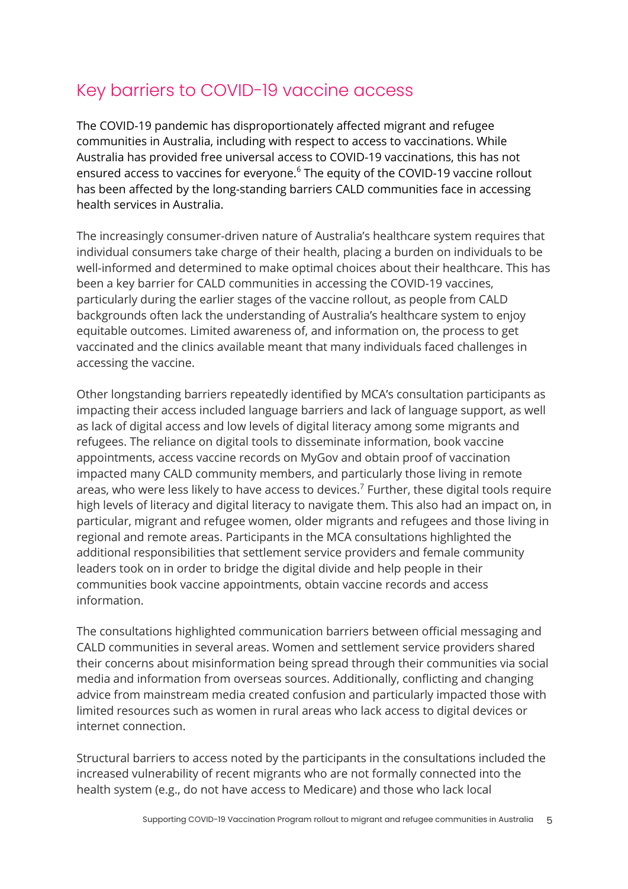## Key barriers to COVID-19 vaccine access

The COVID-19 pandemic has disproportionately affected migrant and refugee communities in Australia, including with respect to access to vaccinations. While Australia has provided free universal access to COVID-19 vaccinations, this has not ensured access to vaccines for everyone.[6] The equity of the COVID-19 vaccine rollout has been affected by the long-standing barriers CALD communities face in accessing health services in Australia.

The increasingly consumer-driven nature of Australia's healthcare system requires that individual consumers take charge of their health, placing a burden on individuals to be well-informed and determined to make optimal choices about their healthcare. This has been a key barrier for CALD communities in accessing the COVID-19 vaccines, particularly during the earlier stages of the vaccine rollout, as people from CALD backgrounds often lack the understanding of Australia's healthcare system to enjoy equitable outcomes. Limited awareness of, and information on, the process to get vaccinated and the clinics available meant that many individuals faced challenges in accessing the vaccine.

Other longstanding barriers repeatedly identified by MCA's consultation participants as impacting their access included language barriers and lack of language support, as well as lack of digital access and low levels of digital literacy among some migrants and refugees. The reliance on digital tools to disseminate information, book vaccine appointments, access vaccine records on MyGov and obtain proof of vaccination impacted many CALD community members, and particularly those living in remote areas, who were less likely to have access to devices.[7] Further, these digital tools require high levels of literacy and digital literacy to navigate them. This also had an impact on, in particular, migrant and refugee women, older migrants and refugees and those living in regional and remote areas. Participants in the MCA consultations highlighted the additional responsibilities that settlement service providers and female community leaders took on in order to bridge the digital divide and help people in their communities book vaccine appointments, obtain vaccine records and access information.

The consultations highlighted communication barriers between official messaging and CALD communities in several areas. Women and settlement service providers shared their concerns about misinformation being spread through their communities via social media and information from overseas sources. Additionally, conflicting and changing advice from mainstream media created confusion and particularly impacted those with limited resources such as women in rural areas who lack access to digital devices or internet connection.

Structural barriers to access noted by the participants in the consultations included the increased vulnerability of recent migrants who are not formally connected into the health system (e.g., do not have access to Medicare) and those who lack local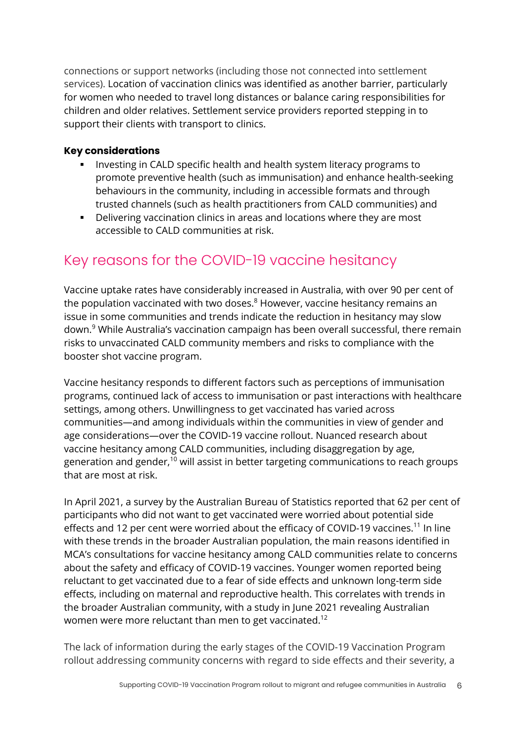connections or support networks (including those not connected into settlement services). Location of vaccination clinics was identified as another barrier, particularly for women who needed to travel long distances or balance caring responsibilities for children and older relatives. Settlement service providers reported stepping in to support their clients with transport to clinics.

**Key considerations**

- Investing in CALD specific health and health system literacy programs to promote preventive health (such as immunisation) and enhance health-seeking behaviours in the community, including in accessible formats and through trusted channels (such as health practitioners from CALD communities) and
- Delivering vaccination clinics in areas and locations where they are most accessible to CALD communities at risk.

## Key reasons for the COVID-19 vaccine hesitancy

Vaccine uptake rates have considerably increased in Australia, with over 90 per cent of the population vaccinated with two doses.[8] However, vaccine hesitancy remains an issue in some communities and trends indicate the reduction in hesitancy may slow down.[9] While Australia's vaccination campaign has been overall successful, there remain risks to unvaccinated CALD community members and risks to compliance with the booster shot vaccine program.

Vaccine hesitancy responds to different factors such as perceptions of immunisation programs, continued lack of access to immunisation or past interactions with healthcare settings, among others. Unwillingness to get vaccinated has varied across communities—and among individuals within the communities in view of gender and age considerations—over the COVID-19 vaccine rollout. Nuanced research about vaccine hesitancy among CALD communities, including disaggregation by age, generation and gender,[10] will assist in better targeting communications to reach groups that are most at risk.

In April 2021, a survey by the Australian Bureau of Statistics reported that 62 per cent of participants who did not want to get vaccinated were worried about potential side effects and 12 per cent were worried about the efficacy of COVID-19 vaccines.[11] In line with these trends in the broader Australian population, the main reasons identified in MCA's consultations for vaccine hesitancy among CALD communities relate to concerns about the safety and efficacy of COVID-19 vaccines. Younger women reported being reluctant to get vaccinated due to a fear of side effects and unknown long-term side effects, including on maternal and reproductive health. This correlates with trends in the broader Australian community, with a study in June 2021 revealing Australian women were more reluctant than men to get vaccinated.[12]

The lack of information during the early stages of the COVID-19 Vaccination Program rollout addressing community concerns with regard to side effects and their severity, a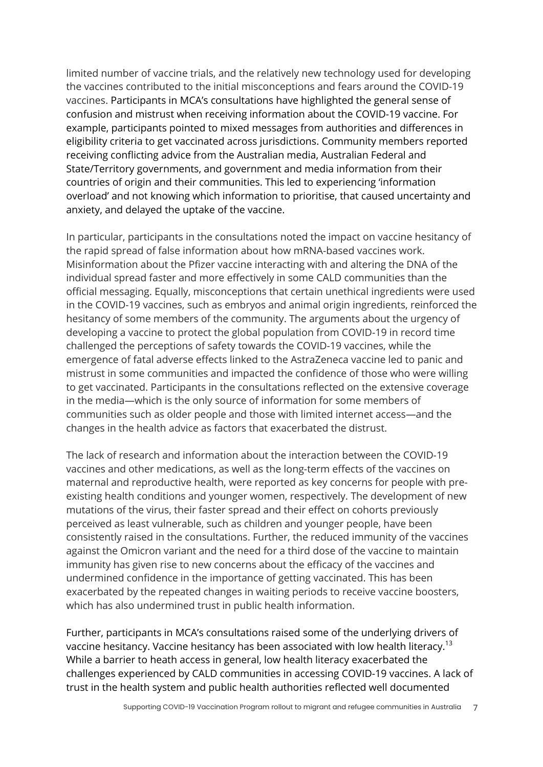limited number of vaccine trials, and the relatively new technology used for developing the vaccines contributed to the initial misconceptions and fears around the COVID-19 vaccines. Participants in MCA's consultations have highlighted the general sense of confusion and mistrust when receiving information about the COVID-19 vaccine. For example, participants pointed to mixed messages from authorities and differences in eligibility criteria to get vaccinated across jurisdictions. Community members reported receiving conflicting advice from the Australian media, Australian Federal and State/Territory governments, and government and media information from their countries of origin and their communities. This led to experiencing 'information overload' and not knowing which information to prioritise, that caused uncertainty and anxiety, and delayed the uptake of the vaccine.

In particular, participants in the consultations noted the impact on vaccine hesitancy of the rapid spread of false information about how mRNA-based vaccines work. Misinformation about the Pfizer vaccine interacting with and altering the DNA of the individual spread faster and more effectively in some CALD communities than the official messaging. Equally, misconceptions that certain unethical ingredients were used in the COVID-19 vaccines, such as embryos and animal origin ingredients, reinforced the hesitancy of some members of the community. The arguments about the urgency of developing a vaccine to protect the global population from COVID-19 in record time challenged the perceptions of safety towards the COVID-19 vaccines, while the emergence of fatal adverse effects linked to the AstraZeneca vaccine led to panic and mistrust in some communities and impacted the confidence of those who were willing to get vaccinated. Participants in the consultations reflected on the extensive coverage in the media—which is the only source of information for some members of communities such as older people and those with limited internet access—and the changes in the health advice as factors that exacerbated the distrust.

The lack of research and information about the interaction between the COVID-19 vaccines and other medications, as well as the long-term effects of the vaccines on maternal and reproductive health, were reported as key concerns for people with pre-existing health conditions and younger women, respectively. The development of new mutations of the virus, their faster spread and their effect on cohorts previously perceived as least vulnerable, such as children and younger people, have been consistently raised in the consultations. Further, the reduced immunity of the vaccines against the Omicron variant and the need for a third dose of the vaccine to maintain immunity has given rise to new concerns about the efficacy of the vaccines and undermined confidence in the importance of getting vaccinated. This has been exacerbated by the repeated changes in waiting periods to receive vaccine boosters, which has also undermined trust in public health information.

Further, participants in MCA's consultations raised some of the underlying drivers of vaccine hesitancy. Vaccine hesitancy has been associated with low health literacy.[13] While a barrier to heath access in general, low health literacy exacerbated the challenges experienced by CALD communities in accessing COVID-19 vaccines. A lack of trust in the health system and public health authorities reflected well documented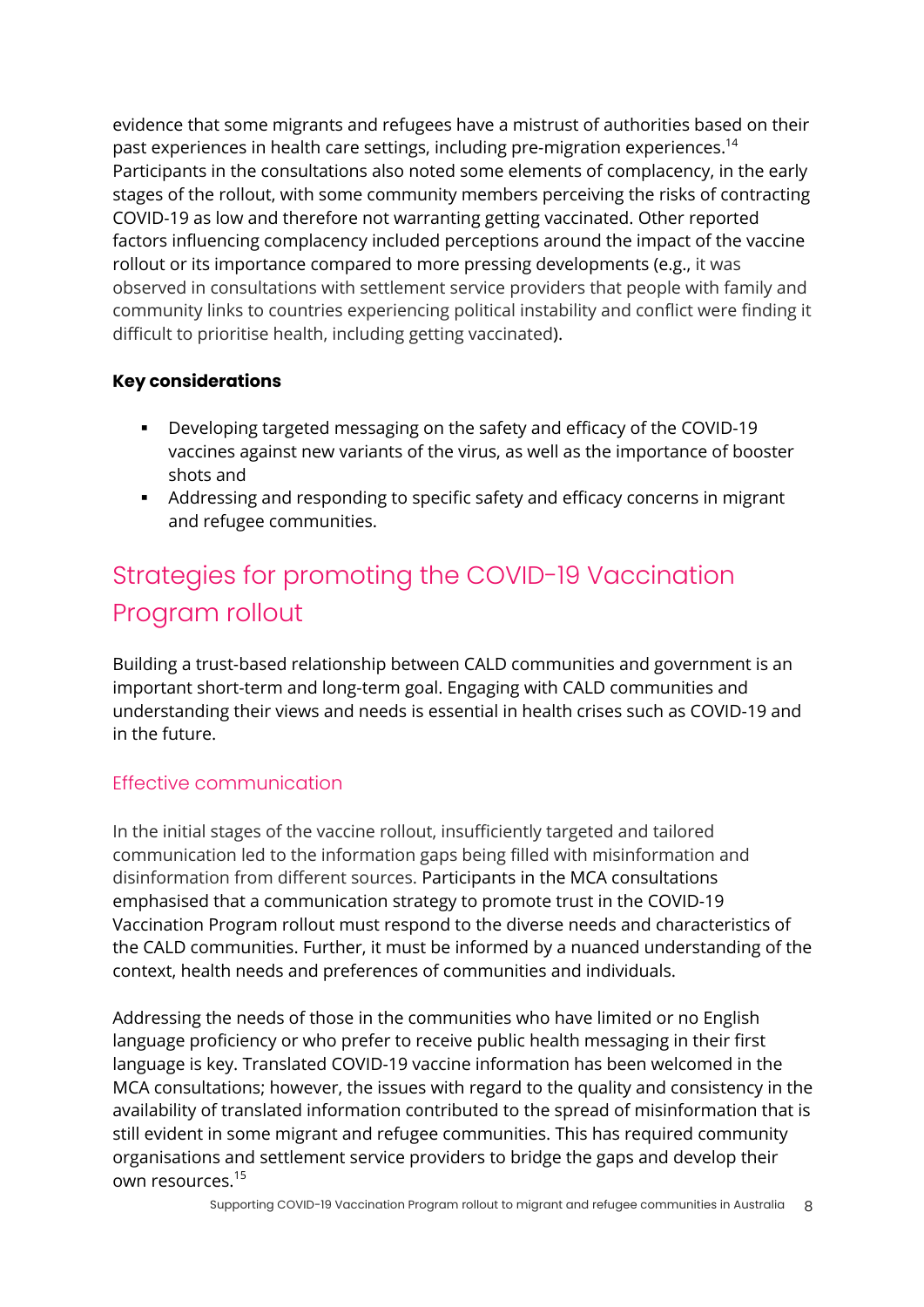evidence that some migrants and refugees have a mistrust of authorities based on their past experiences in health care settings, including pre-migration experiences.[14] Participants in the consultations also noted some elements of complacency, in the early stages of the rollout, with some community members perceiving the risks of contracting COVID-19 as low and therefore not warranting getting vaccinated. Other reported factors influencing complacency included perceptions around the impact of the vaccine rollout or its importance compared to more pressing developments (e.g., it was observed in consultations with settlement service providers that people with family and community links to countries experiencing political instability and conflict were finding it difficult to prioritise health, including getting vaccinated).

**Key considerations**

- Developing targeted messaging on the safety and efficacy of the COVID-19 vaccines against new variants of the virus, as well as the importance of booster shots and
- Addressing and responding to specific safety and efficacy concerns in migrant and refugee communities.

## Strategies for promoting the COVID-19 Vaccination Program rollout

Building a trust-based relationship between CALD communities and government is an important short-term and long-term goal. Engaging with CALD communities and understanding their views and needs is essential in health crises such as COVID-19 and in the future.

### Effective communication

In the initial stages of the vaccine rollout, insufficiently targeted and tailored communication led to the information gaps being filled with misinformation and disinformation from different sources. Participants in the MCA consultations emphasised that a communication strategy to promote trust in the COVID-19 Vaccination Program rollout must respond to the diverse needs and characteristics of the CALD communities. Further, it must be informed by a nuanced understanding of the context, health needs and preferences of communities and individuals.

Addressing the needs of those in the communities who have limited or no English language proficiency or who prefer to receive public health messaging in their first language is key. Translated COVID-19 vaccine information has been welcomed in the MCA consultations; however, the issues with regard to the quality and consistency in the availability of translated information contributed to the spread of misinformation that is still evident in some migrant and refugee communities. This has required community organisations and settlement service providers to bridge the gaps and develop their own resources.[15]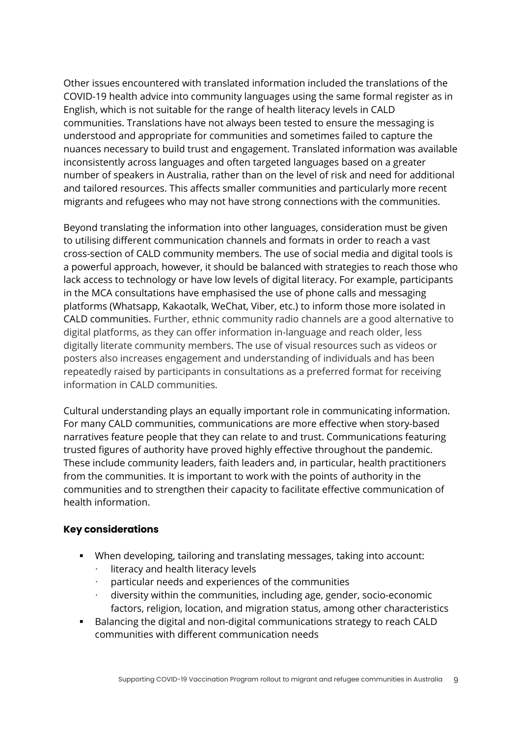Other issues encountered with translated information included the translations of the COVID-19 health advice into community languages using the same formal register as in English, which is not suitable for the range of health literacy levels in CALD communities. Translations have not always been tested to ensure the messaging is understood and appropriate for communities and sometimes failed to capture the nuances necessary to build trust and engagement. Translated information was available inconsistently across languages and often targeted languages based on a greater number of speakers in Australia, rather than on the level of risk and need for additional and tailored resources. This affects smaller communities and particularly more recent migrants and refugees who may not have strong connections with the communities.

Beyond translating the information into other languages, consideration must be given to utilising different communication channels and formats in order to reach a vast cross-section of CALD community members. The use of social media and digital tools is a powerful approach, however, it should be balanced with strategies to reach those who lack access to technology or have low levels of digital literacy. For example, participants in the MCA consultations have emphasised the use of phone calls and messaging platforms (Whatsapp, Kakaotalk, WeChat, Viber, etc.) to inform those more isolated in CALD communities. Further, ethnic community radio channels are a good alternative to digital platforms, as they can offer information in-language and reach older, less digitally literate community members. The use of visual resources such as videos or posters also increases engagement and understanding of individuals and has been repeatedly raised by participants in consultations as a preferred format for receiving information in CALD communities.

Cultural understanding plays an equally important role in communicating information. For many CALD communities, communications are more effective when story-based narratives feature people that they can relate to and trust. Communications featuring trusted figures of authority have proved highly effective throughout the pandemic. These include community leaders, faith leaders and, in particular, health practitioners from the communities. It is important to work with the points of authority in the communities and to strengthen their capacity to facilitate effective communication of health information.

**Key considerations**

- When developing, tailoring and translating messages, taking into account:
  - literacy and health literacy levels
  - particular needs and experiences of the communities
  - diversity within the communities, including age, gender, socio-economic factors, religion, location, and migration status, among other characteristics
- Balancing the digital and non-digital communications strategy to reach CALD communities with different communication needs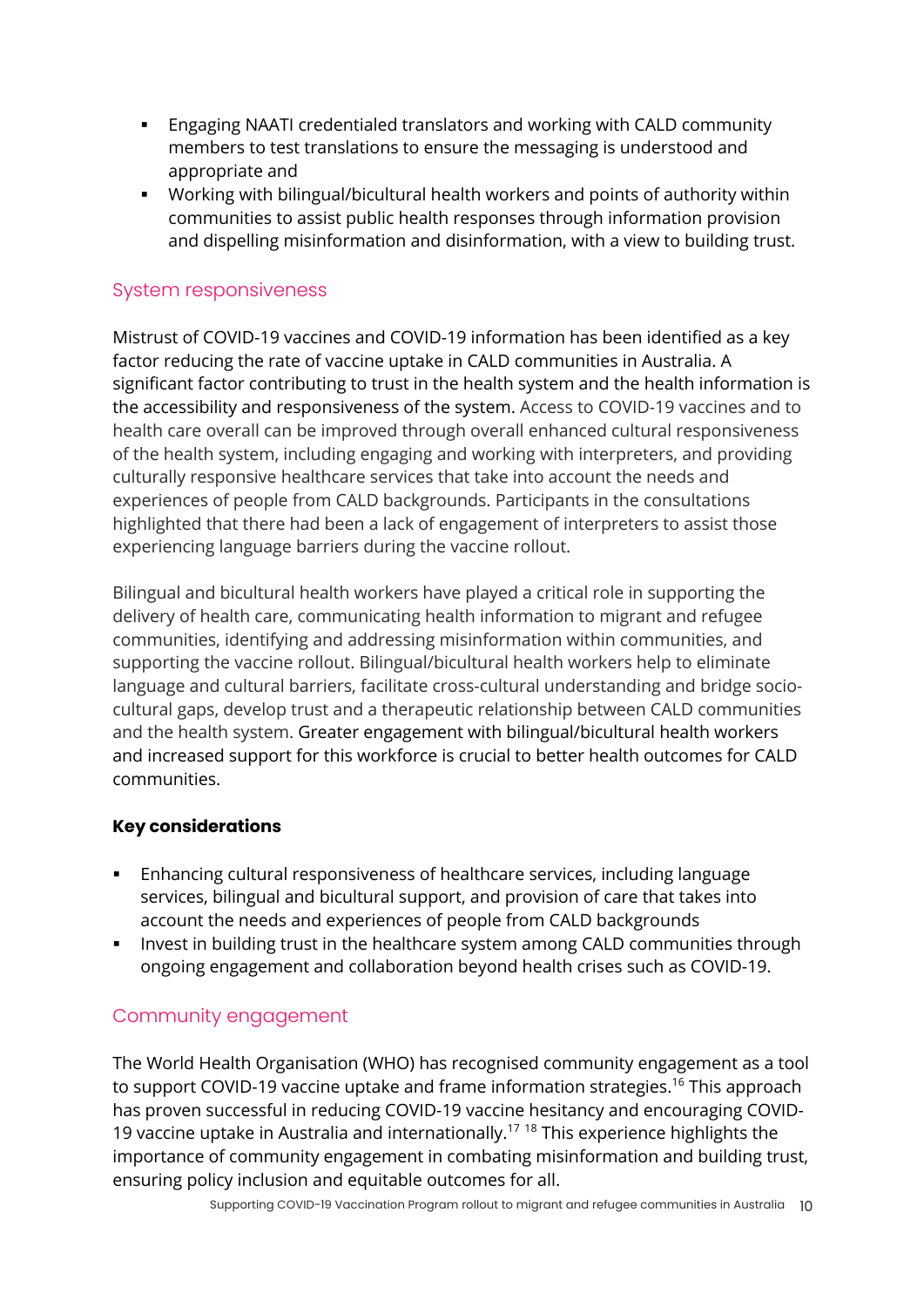- Engaging NAATI credentialed translators and working with CALD community members to test translations to ensure the messaging is understood and appropriate and
- Working with bilingual/bicultural health workers and points of authority within communities to assist public health responses through information provision and dispelling misinformation and disinformation, with a view to building trust.

## System responsiveness

Mistrust of COVID-19 vaccines and COVID-19 information has been identified as a key factor reducing the rate of vaccine uptake in CALD communities in Australia. A significant factor contributing to trust in the health system and the health information is the accessibility and responsiveness of the system. Access to COVID-19 vaccines and to health care overall can be improved through overall enhanced cultural responsiveness of the health system, including engaging and working with interpreters, and providing culturally responsive healthcare services that take into account the needs and experiences of people from CALD backgrounds. Participants in the consultations highlighted that there had been a lack of engagement of interpreters to assist those experiencing language barriers during the vaccine rollout.

Bilingual and bicultural health workers have played a critical role in supporting the delivery of health care, communicating health information to migrant and refugee communities, identifying and addressing misinformation within communities, and supporting the vaccine rollout. Bilingual/bicultural health workers help to eliminate language and cultural barriers, facilitate cross-cultural understanding and bridge socio-cultural gaps, develop trust and a therapeutic relationship between CALD communities and the health system. Greater engagement with bilingual/bicultural health workers and increased support for this workforce is crucial to better health outcomes for CALD communities.

**Key considerations**

- Enhancing cultural responsiveness of healthcare services, including language services, bilingual and bicultural support, and provision of care that takes into account the needs and experiences of people from CALD backgrounds
- Invest in building trust in the healthcare system among CALD communities through ongoing engagement and collaboration beyond health crises such as COVID-19.

## Community engagement

The World Health Organisation (WHO) has recognised community engagement as a tool to support COVID-19 vaccine uptake and frame information strategies.[16] This approach has proven successful in reducing COVID-19 vaccine hesitancy and encouraging COVID-19 vaccine uptake in Australia and internationally.[17] [18] This experience highlights the importance of community engagement in combating misinformation and building trust, ensuring policy inclusion and equitable outcomes for all.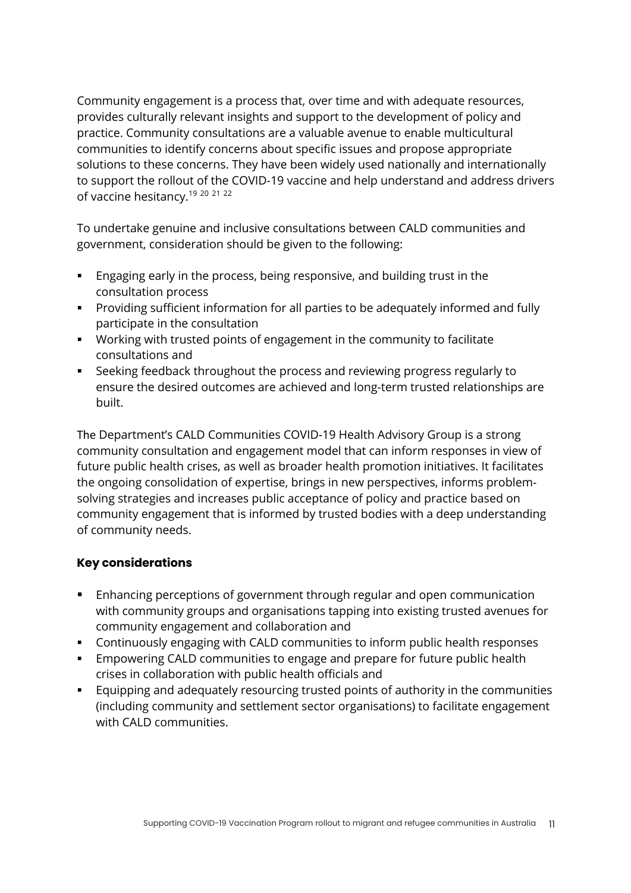Community engagement is a process that, over time and with adequate resources, provides culturally relevant insights and support to the development of policy and practice. Community consultations are a valuable avenue to enable multicultural communities to identify concerns about specific issues and propose appropriate solutions to these concerns. They have been widely used nationally and internationally to support the rollout of the COVID-19 vaccine and help understand and address drivers of vaccine hesitancy.[19, 20, 21, 22]

To undertake genuine and inclusive consultations between CALD communities and government, consideration should be given to the following:

- Engaging early in the process, being responsive, and building trust in the consultation process
- Providing sufficient information for all parties to be adequately informed and fully participate in the consultation
- Working with trusted points of engagement in the community to facilitate consultations and
- Seeking feedback throughout the process and reviewing progress regularly to ensure the desired outcomes are achieved and long-term trusted relationships are built.

The Department's CALD Communities COVID-19 Health Advisory Group is a strong community consultation and engagement model that can inform responses in view of future public health crises, as well as broader health promotion initiatives. It facilitates the ongoing consolidation of expertise, brings in new perspectives, informs problem-solving strategies and increases public acceptance of policy and practice based on community engagement that is informed by trusted bodies with a deep understanding of community needs.

### Key considerations

- Enhancing perceptions of government through regular and open communication with community groups and organisations tapping into existing trusted avenues for community engagement and collaboration and
- Continuously engaging with CALD communities to inform public health responses
- Empowering CALD communities to engage and prepare for future public health crises in collaboration with public health officials and
- Equipping and adequately resourcing trusted points of authority in the communities (including community and settlement sector organisations) to facilitate engagement with CALD communities.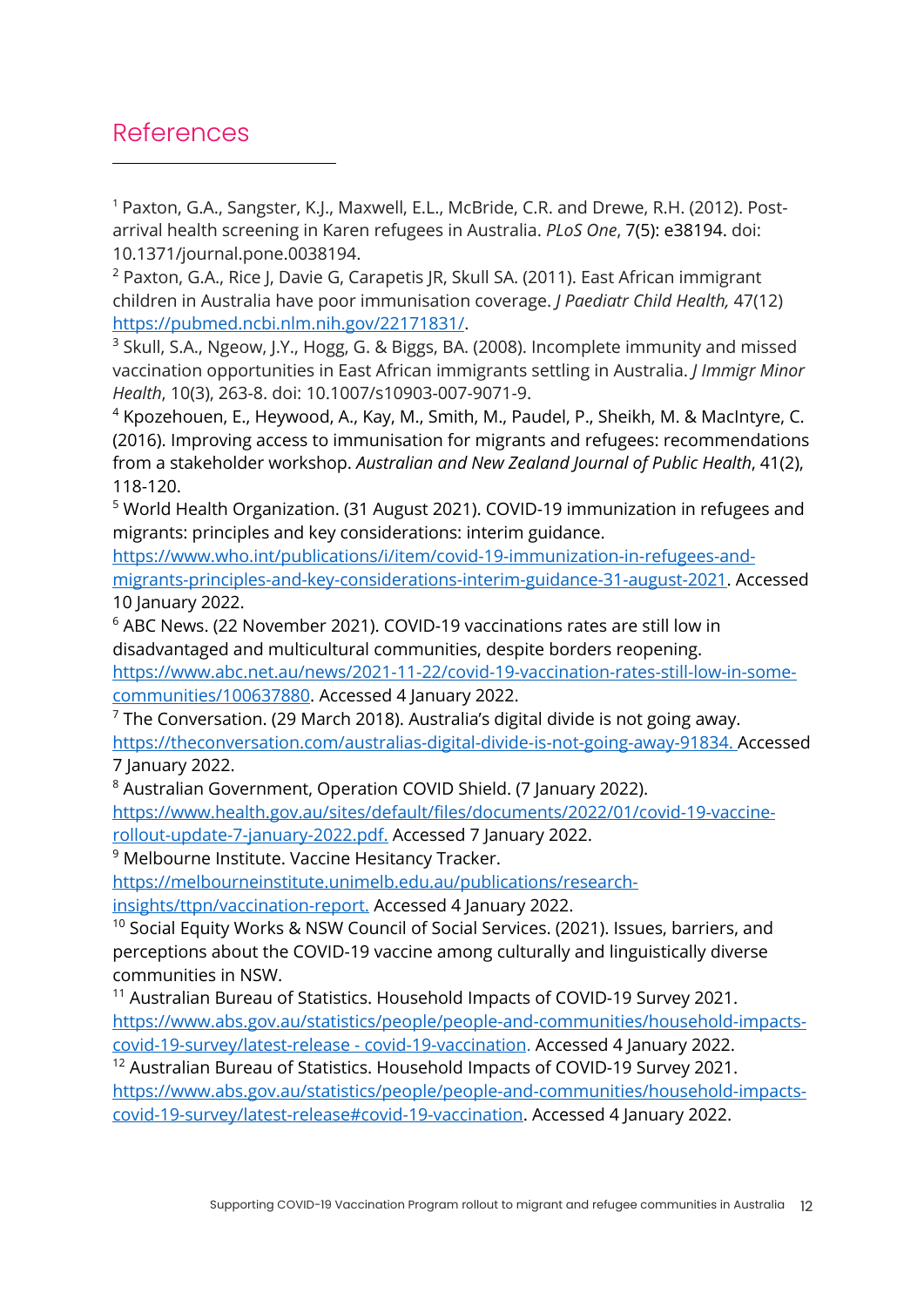## References

[1] Paxton, G.A., Sangster, K.J., Maxwell, E.L., McBride, C.R. and Drewe, R.H. (2012). Post-arrival health screening in Karen refugees in Australia. *PLoS One*, 7(5): e38194. doi: 10.1371/journal.pone.0038194.

[2] Paxton, G.A., Rice J, Davie G, Carapetis JR, Skull SA. (2011). East African immigrant children in Australia have poor immunisation coverage. *J Paediatr Child Health,* 47(12) https://pubmed.ncbi.nlm.nih.gov/22171831/.

[3] Skull, S.A., Ngeow, J.Y., Hogg, G. & Biggs, BA. (2008). Incomplete immunity and missed vaccination opportunities in East African immigrants settling in Australia. *J Immigr Minor Health*, 10(3), 263-8. doi: 10.1007/s10903-007-9071-9.

[4] Kpozehouen, E., Heywood, A., Kay, M., Smith, M., Paudel, P., Sheikh, M. & MacIntyre, C. (2016). Improving access to immunisation for migrants and refugees: recommendations from a stakeholder workshop. *Australian and New Zealand Journal of Public Health*, 41(2), 118-120.

[5] World Health Organization. (31 August 2021). COVID-19 immunization in refugees and migrants: principles and key considerations: interim guidance. https://www.who.int/publications/i/item/covid-19-immunization-in-refugees-and-migrants-principles-and-key-considerations-interim-guidance-31-august-2021. Accessed 10 January 2022.

[6] ABC News. (22 November 2021). COVID-19 vaccinations rates are still low in disadvantaged and multicultural communities, despite borders reopening. https://www.abc.net.au/news/2021-11-22/covid-19-vaccination-rates-still-low-in-some-communities/100637880. Accessed 4 January 2022.

[7] The Conversation. (29 March 2018). Australia's digital divide is not going away. https://theconversation.com/australias-digital-divide-is-not-going-away-91834. Accessed 7 January 2022.

[8] Australian Government, Operation COVID Shield. (7 January 2022). https://www.health.gov.au/sites/default/files/documents/2022/01/covid-19-vaccine-rollout-update-7-january-2022.pdf. Accessed 7 January 2022.

[9] Melbourne Institute. Vaccine Hesitancy Tracker. https://melbourneinstitute.unimelb.edu.au/publications/research-insights/ttpn/vaccination-report. Accessed 4 January 2022.

[10] Social Equity Works & NSW Council of Social Services. (2021). Issues, barriers, and perceptions about the COVID-19 vaccine among culturally and linguistically diverse communities in NSW.

[11] Australian Bureau of Statistics. Household Impacts of COVID-19 Survey 2021. https://www.abs.gov.au/statistics/people/people-and-communities/household-impacts-covid-19-survey/latest-release - covid-19-vaccination. Accessed 4 January 2022.

[12] Australian Bureau of Statistics. Household Impacts of COVID-19 Survey 2021. https://www.abs.gov.au/statistics/people/people-and-communities/household-impacts-covid-19-survey/latest-release#covid-19-vaccination. Accessed 4 January 2022.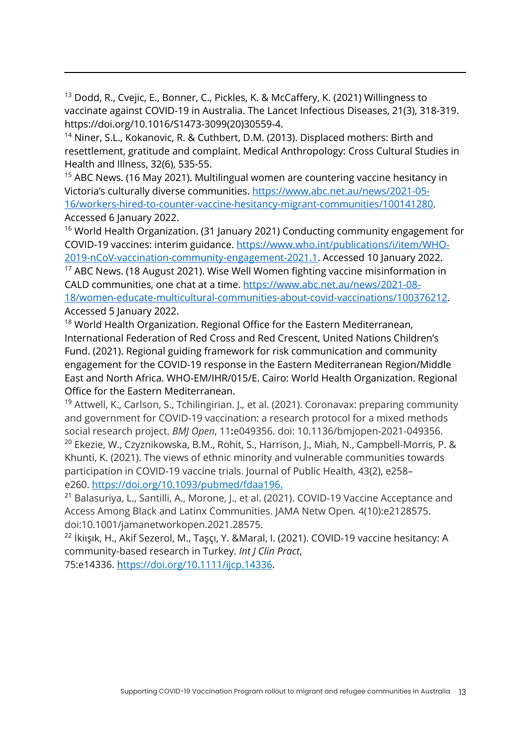[13] Dodd, R., Cvejic, E., Bonner, C., Pickles, K. & McCaffery, K. (2021) Willingness to vaccinate against COVID-19 in Australia. The Lancet Infectious Diseases, 21(3), 318-319. https://doi.org/10.1016/S1473-3099(20)30559-4.

[14] Niner, S.L., Kokanovic, R. & Cuthbert, D.M. (2013). Displaced mothers: Birth and resettlement, gratitude and complaint. Medical Anthropology: Cross Cultural Studies in Health and Illness, 32(6), 535-55.

[15] ABC News. (16 May 2021). Multilingual women are countering vaccine hesitancy in Victoria's culturally diverse communities. https://www.abc.net.au/news/2021-05-16/workers-hired-to-counter-vaccine-hesitancy-migrant-communities/100141280. Accessed 6 January 2022.

[16] World Health Organization. (31 January 2021) Conducting community engagement for COVID-19 vaccines: interim guidance. https://www.who.int/publications/i/item/WHO-2019-nCoV-vaccination-community-engagement-2021.1. Accessed 10 January 2022.

[17] ABC News. (18 August 2021). Wise Well Women fighting vaccine misinformation in CALD communities, one chat at a time. https://www.abc.net.au/news/2021-08-18/women-educate-multicultural-communities-about-covid-vaccinations/100376212. Accessed 5 January 2022.

[18] World Health Organization. Regional Office for the Eastern Mediterranean, International Federation of Red Cross and Red Crescent, United Nations Children's Fund. (2021). Regional guiding framework for risk communication and community engagement for the COVID-19 response in the Eastern Mediterranean Region/Middle East and North Africa. WHO-EM/IHR/015/E. Cairo: World Health Organization. Regional Office for the Eastern Mediterranean.

[19] Attwell, K., Carlson, S., Tchilingirian. J., et al. (2021). Coronavax: preparing community and government for COVID-19 vaccination: a research protocol for a mixed methods social research project. *BMJ Open*, 11**:**e049356. doi: 10.1136/bmjopen-2021-049356.

[20] Ekezie, W., Czyznikowska, B.M., Rohit, S., Harrison, J., Miah, N., Campbell-Morris, P. & Khunti, K. (2021). The views of ethnic minority and vulnerable communities towards participation in COVID-19 vaccine trials. Journal of Public Health, 43(2), e258–e260. https://doi.org/10.1093/pubmed/fdaa196.

[21] Balasuriya, L., Santilli, A., Morone, J., et al. (2021). COVID-19 Vaccine Acceptance and Access Among Black and Latinx Communities. JAMA Netw Open*.* 4(10):e2128575. doi:10.1001/jamanetworkopen.2021.28575.

[22] İkiışık, H., Akif Sezerol, M., Taşçı, Y. &Maral, I. (2021). COVID-19 vaccine hesitancy: A community-based research in Turkey. *Int J Clin Pract*, 75:e14336. https://doi.org/10.1111/ijcp.14336.